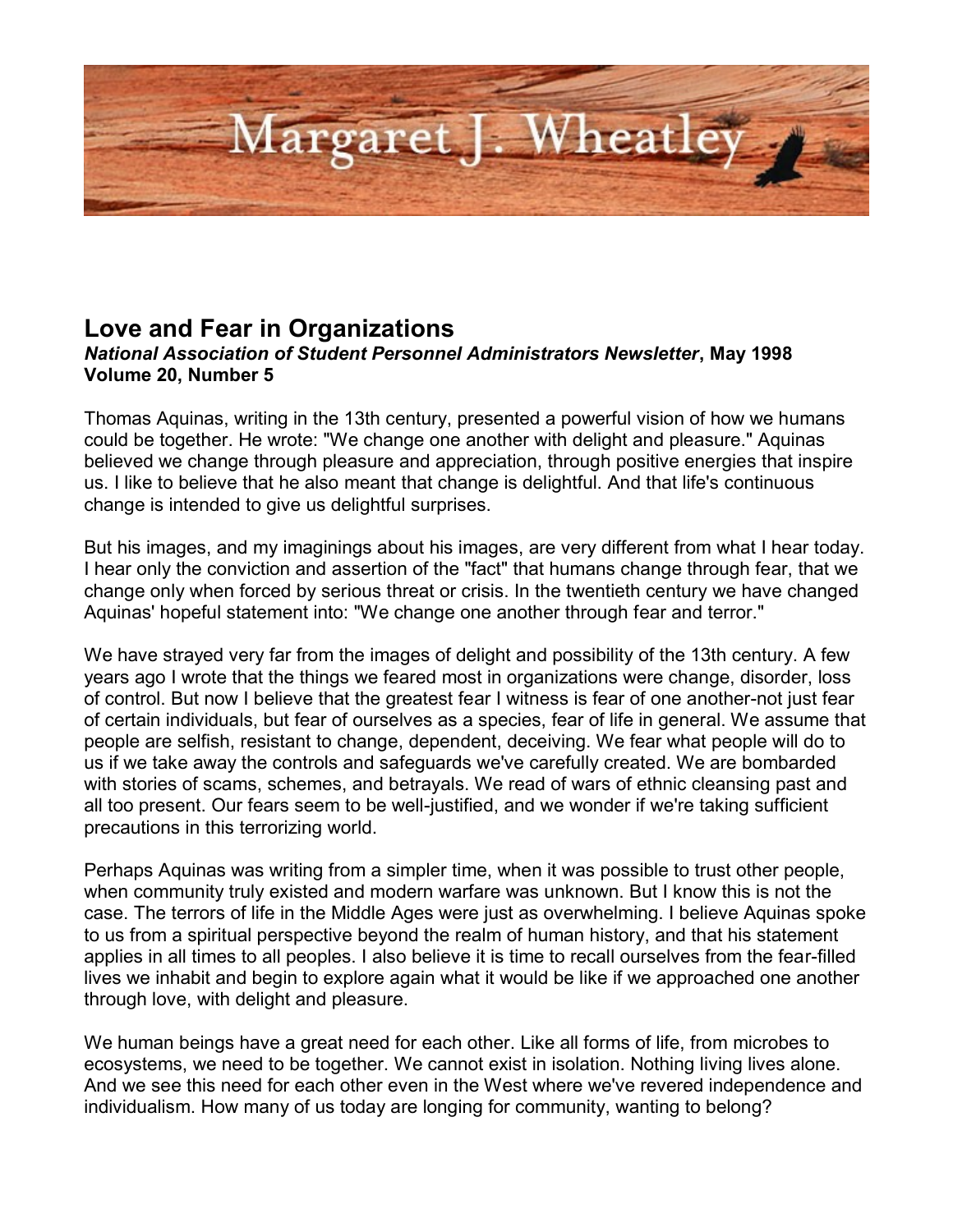# Margaret J. Wheatley

## Love and Fear in Organizations

***National Association of Student Personnel Administrators Newsletter*, May 1998**
**Volume 20, Number 5**

Thomas Aquinas, writing in the 13th century, presented a powerful vision of how we humans could be together. He wrote: "We change one another with delight and pleasure." Aquinas believed we change through pleasure and appreciation, through positive energies that inspire us. I like to believe that he also meant that change is delightful. And that life's continuous change is intended to give us delightful surprises.

But his images, and my imaginings about his images, are very different from what I hear today. I hear only the conviction and assertion of the "fact" that humans change through fear, that we change only when forced by serious threat or crisis. In the twentieth century we have changed Aquinas' hopeful statement into: "We change one another through fear and terror."

We have strayed very far from the images of delight and possibility of the 13th century. A few years ago I wrote that the things we feared most in organizations were change, disorder, loss of control. But now I believe that the greatest fear I witness is fear of one another-not just fear of certain individuals, but fear of ourselves as a species, fear of life in general. We assume that people are selfish, resistant to change, dependent, deceiving. We fear what people will do to us if we take away the controls and safeguards we've carefully created. We are bombarded with stories of scams, schemes, and betrayals. We read of wars of ethnic cleansing past and all too present. Our fears seem to be well-justified, and we wonder if we're taking sufficient precautions in this terrorizing world.

Perhaps Aquinas was writing from a simpler time, when it was possible to trust other people, when community truly existed and modern warfare was unknown. But I know this is not the case. The terrors of life in the Middle Ages were just as overwhelming. I believe Aquinas spoke to us from a spiritual perspective beyond the realm of human history, and that his statement applies in all times to all peoples. I also believe it is time to recall ourselves from the fear-filled lives we inhabit and begin to explore again what it would be like if we approached one another through love, with delight and pleasure.

We human beings have a great need for each other. Like all forms of life, from microbes to ecosystems, we need to be together. We cannot exist in isolation. Nothing living lives alone. And we see this need for each other even in the West where we've revered independence and individualism. How many of us today are longing for community, wanting to belong?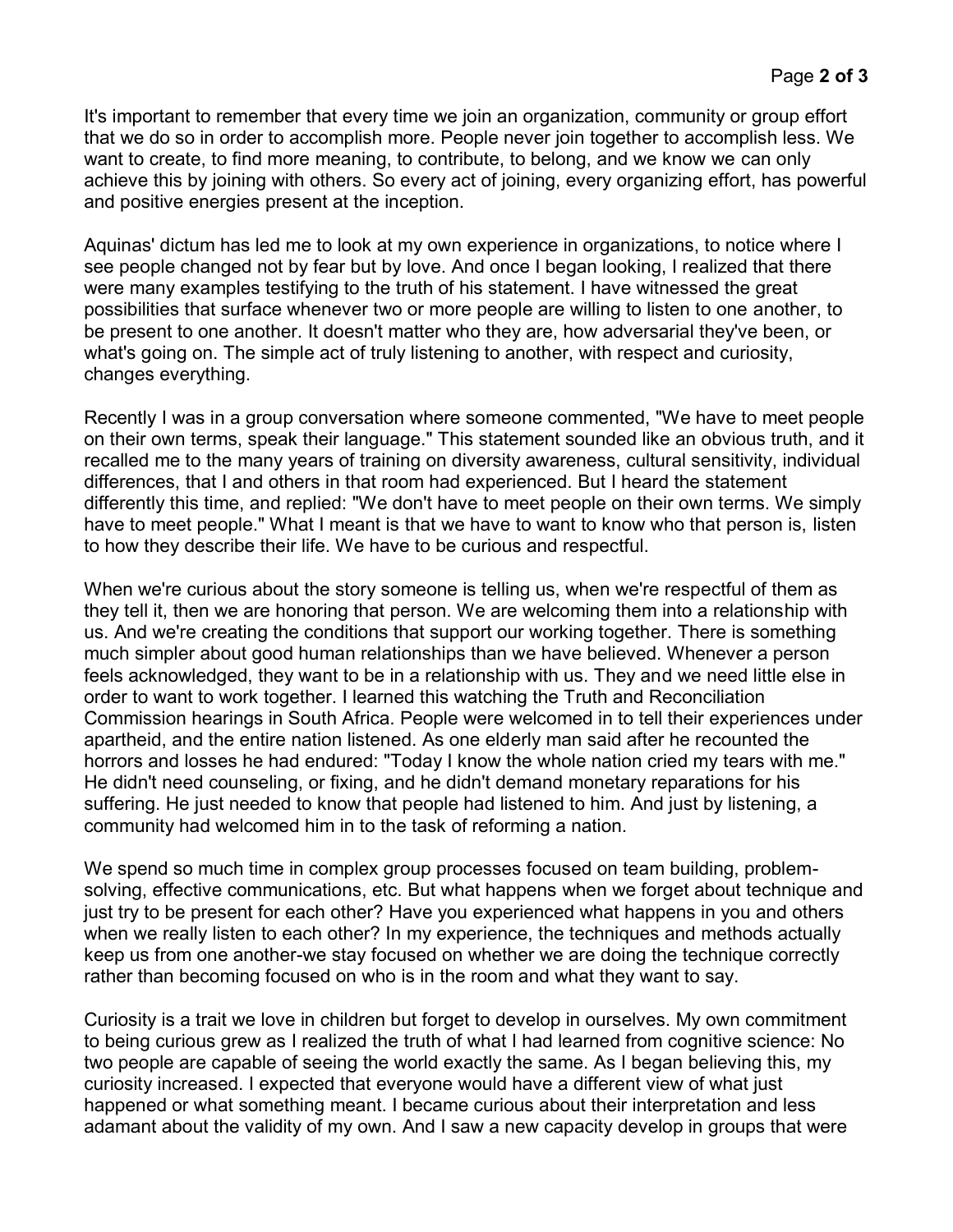It's important to remember that every time we join an organization, community or group effort that we do so in order to accomplish more. People never join together to accomplish less. We want to create, to find more meaning, to contribute, to belong, and we know we can only achieve this by joining with others. So every act of joining, every organizing effort, has powerful and positive energies present at the inception.

Aquinas' dictum has led me to look at my own experience in organizations, to notice where I see people changed not by fear but by love. And once I began looking, I realized that there were many examples testifying to the truth of his statement. I have witnessed the great possibilities that surface whenever two or more people are willing to listen to one another, to be present to one another. It doesn't matter who they are, how adversarial they've been, or what's going on. The simple act of truly listening to another, with respect and curiosity, changes everything.

Recently I was in a group conversation where someone commented, "We have to meet people on their own terms, speak their language." This statement sounded like an obvious truth, and it recalled me to the many years of training on diversity awareness, cultural sensitivity, individual differences, that I and others in that room had experienced. But I heard the statement differently this time, and replied: "We don't have to meet people on their own terms. We simply have to meet people." What I meant is that we have to want to know who that person is, listen to how they describe their life. We have to be curious and respectful.

When we're curious about the story someone is telling us, when we're respectful of them as they tell it, then we are honoring that person. We are welcoming them into a relationship with us. And we're creating the conditions that support our working together. There is something much simpler about good human relationships than we have believed. Whenever a person feels acknowledged, they want to be in a relationship with us. They and we need little else in order to want to work together. I learned this watching the Truth and Reconciliation Commission hearings in South Africa. People were welcomed in to tell their experiences under apartheid, and the entire nation listened. As one elderly man said after he recounted the horrors and losses he had endured: "Today I know the whole nation cried my tears with me." He didn't need counseling, or fixing, and he didn't demand monetary reparations for his suffering. He just needed to know that people had listened to him. And just by listening, a community had welcomed him in to the task of reforming a nation.

We spend so much time in complex group processes focused on team building, problem-solving, effective communications, etc. But what happens when we forget about technique and just try to be present for each other? Have you experienced what happens in you and others when we really listen to each other? In my experience, the techniques and methods actually keep us from one another-we stay focused on whether we are doing the technique correctly rather than becoming focused on who is in the room and what they want to say.

Curiosity is a trait we love in children but forget to develop in ourselves. My own commitment to being curious grew as I realized the truth of what I had learned from cognitive science: No two people are capable of seeing the world exactly the same. As I began believing this, my curiosity increased. I expected that everyone would have a different view of what just happened or what something meant. I became curious about their interpretation and less adamant about the validity of my own. And I saw a new capacity develop in groups that were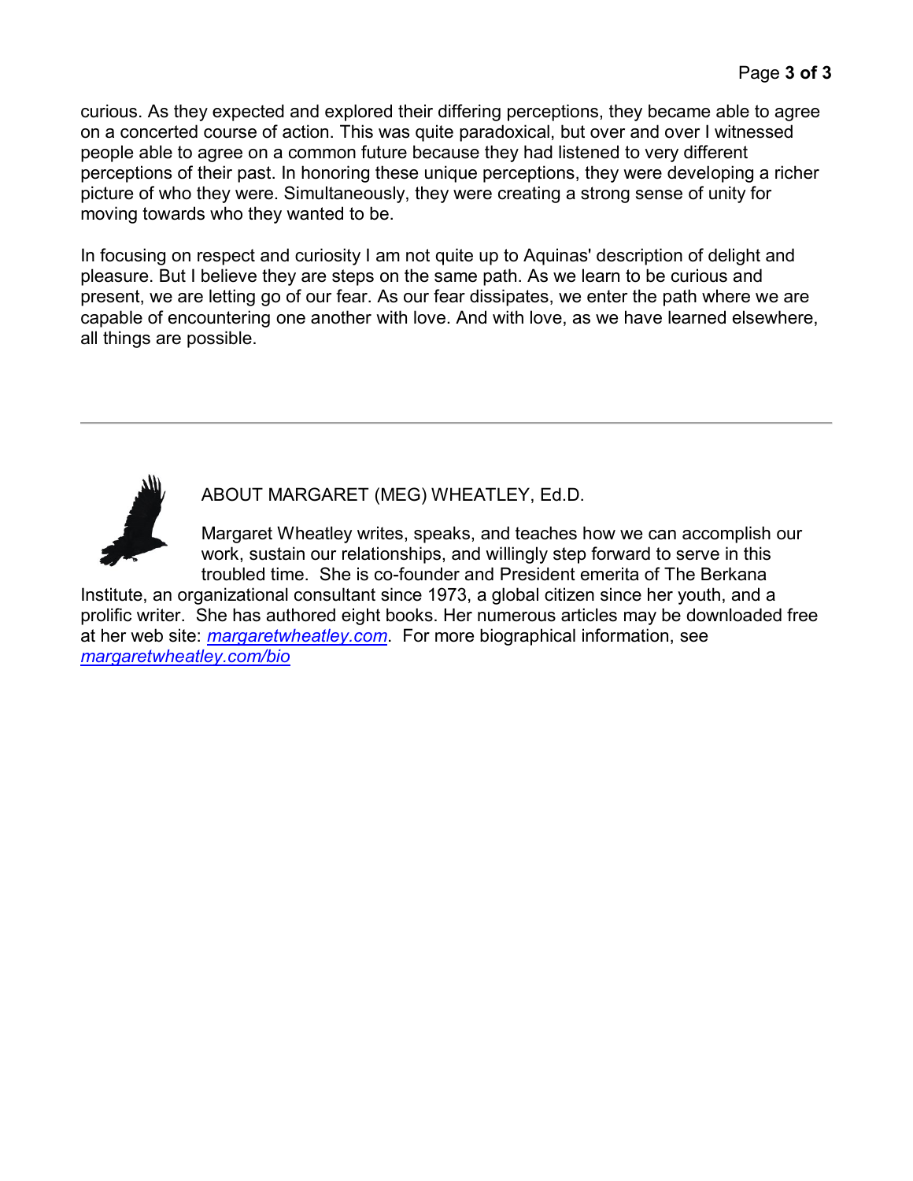curious. As they expected and explored their differing perceptions, they became able to agree on a concerted course of action. This was quite paradoxical, but over and over I witnessed people able to agree on a common future because they had listened to very different perceptions of their past. In honoring these unique perceptions, they were developing a richer picture of who they were. Simultaneously, they were creating a strong sense of unity for moving towards who they wanted to be.

In focusing on respect and curiosity I am not quite up to Aquinas' description of delight and pleasure. But I believe they are steps on the same path. As we learn to be curious and present, we are letting go of our fear. As our fear dissipates, we enter the path where we are capable of encountering one another with love. And with love, as we have learned elsewhere, all things are possible.

---

ABOUT MARGARET (MEG) WHEATLEY, Ed.D.

Margaret Wheatley writes, speaks, and teaches how we can accomplish our work, sustain our relationships, and willingly step forward to serve in this troubled time. She is co-founder and President emerita of The Berkana Institute, an organizational consultant since 1973, a global citizen since her youth, and a prolific writer. She has authored eight books. Her numerous articles may be downloaded free at her web site: *margaretwheatley.com*. For more biographical information, see *margaretwheatley.com/bio*